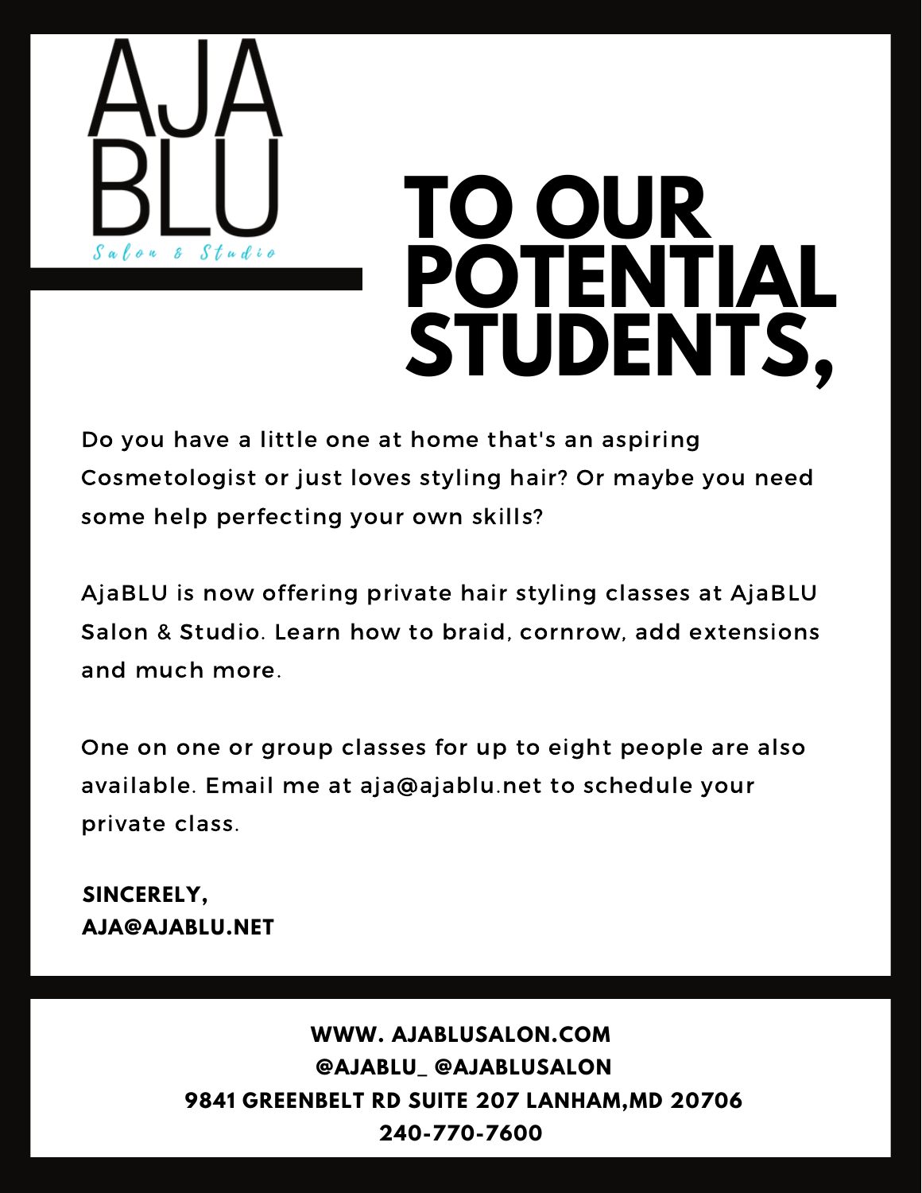AJA BLU

*Salon & Studio*

# TO OUR POTENTIAL STUDENTS,

Do you have a little one at home that's an aspiring Cosmetologist or just loves styling hair? Or maybe you need some help perfecting your own skills?

AjaBLU is now offering private hair styling classes at AjaBLU Salon & Studio. Learn how to braid, cornrow, add extensions and much more.

One on one or group classes for up to eight people are also available. Email me at aja@ajablu.net to schedule your private class.

**SINCERELY,**
**AJA@AJABLU.NET**

**WWW. AJABLUSALON.COM**
**@AJABLU_ @AJABLUSALON**
**9841 GREENBELT RD SUITE 207 LANHAM,MD 20706**
**240-770-7600**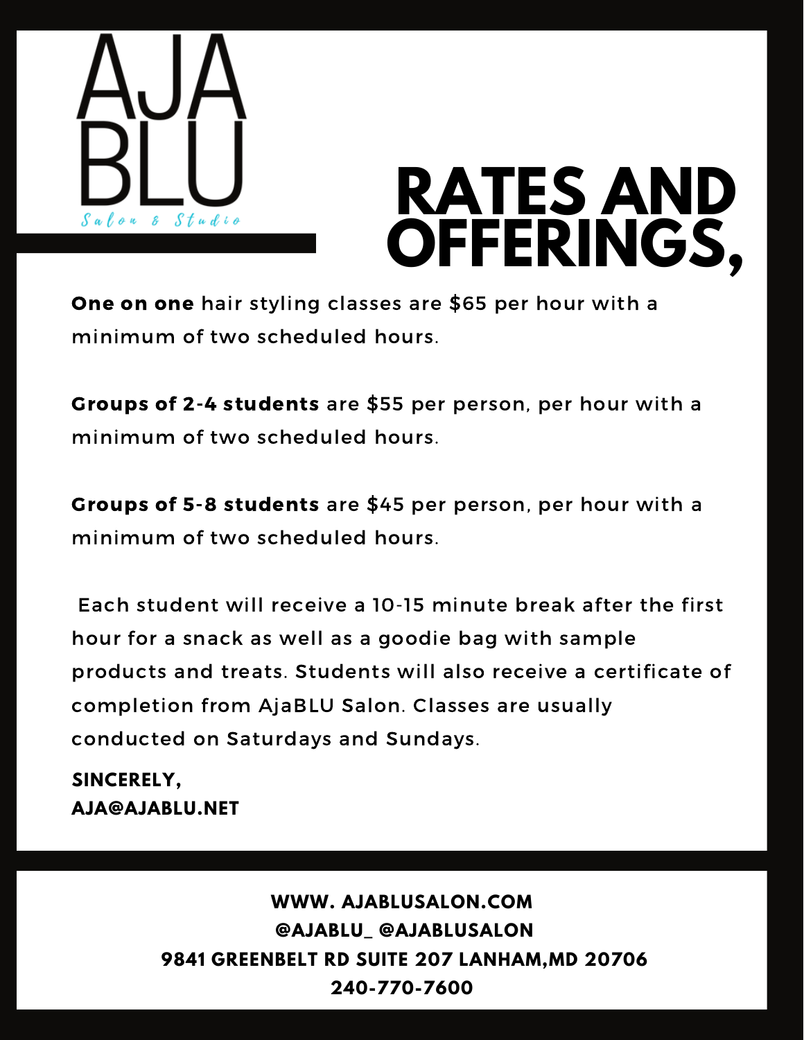AJA BLU

*Salon & Studio*

# RATES AND OFFERINGS,

**One on one** hair styling classes are $65 per hour with a minimum of two scheduled hours.

**Groups of 2-4 students** are $55 per person, per hour with a minimum of two scheduled hours.

**Groups of 5-8 students** are $45 per person, per hour with a minimum of two scheduled hours.

Each student will receive a 10-15 minute break after the first hour for a snack as well as a goodie bag with sample products and treats. Students will also receive a certificate of completion from AjaBLU Salon. Classes are usually conducted on Saturdays and Sundays.

**SINCERELY,**
**AJA@AJABLU.NET**

**WWW. AJABLUSALON.COM**
**@AJABLU_ @AJABLUSALON**
**9841 GREENBELT RD SUITE 207 LANHAM,MD 20706**
**240-770-7600**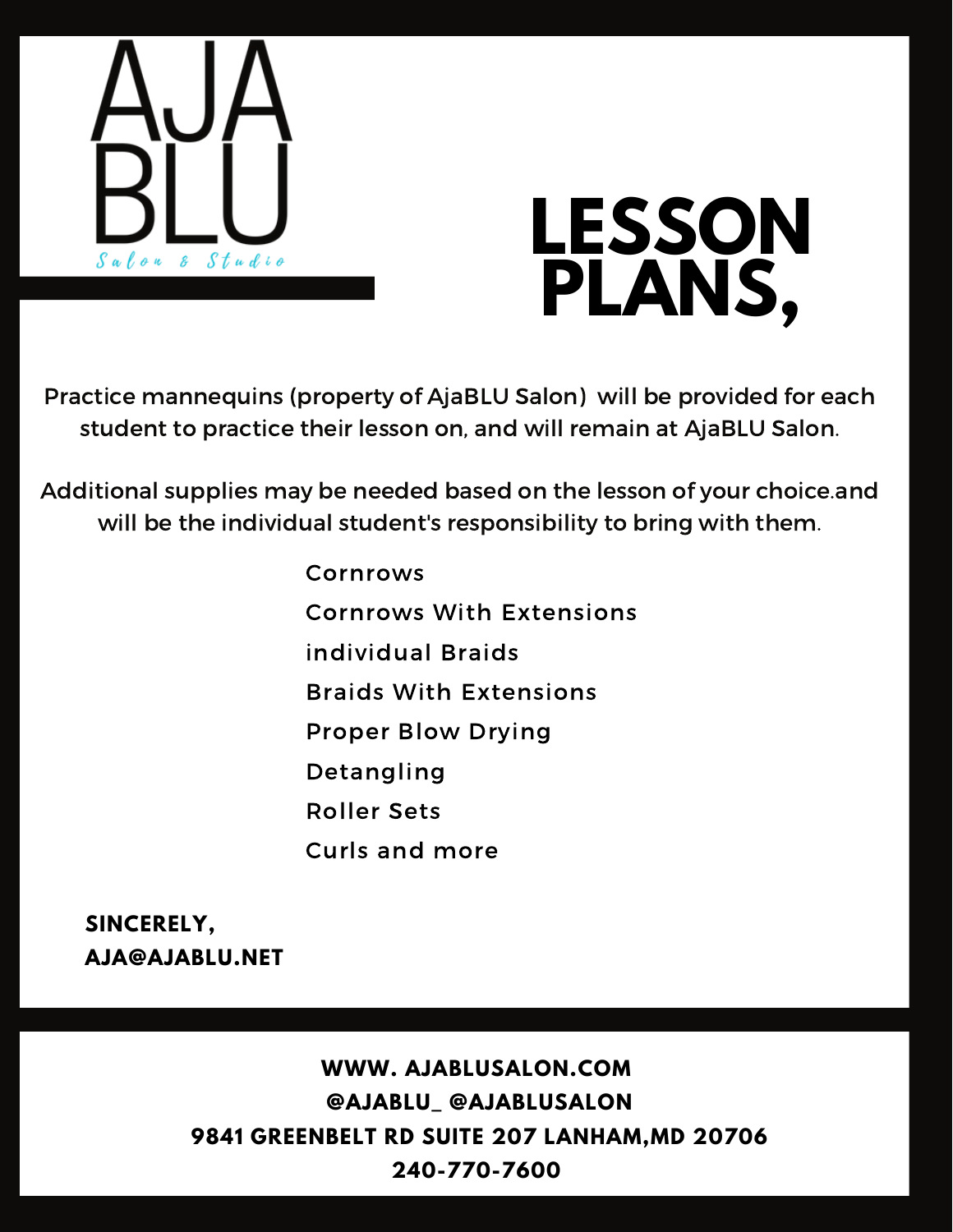AJA BLU

*Salon & Studio*

# LESSON PLANS,

Practice mannequins (property of AjaBLU Salon) will be provided for each student to practice their lesson on, and will remain at AjaBLU Salon.

Additional supplies may be needed based on the lesson of your choice.and will be the individual student's responsibility to bring with them.

- Cornrows
- Cornrows With Extensions
- individual Braids
- Braids With Extensions
- Proper Blow Drying
- Detangling
- Roller Sets
- Curls and more

**SINCERELY,**
**AJA@AJABLU.NET**

**WWW. AJABLUSALON.COM**
**@AJABLU_ @AJABLUSALON**
**9841 GREENBELT RD SUITE 207 LANHAM,MD 20706**
**240-770-7600**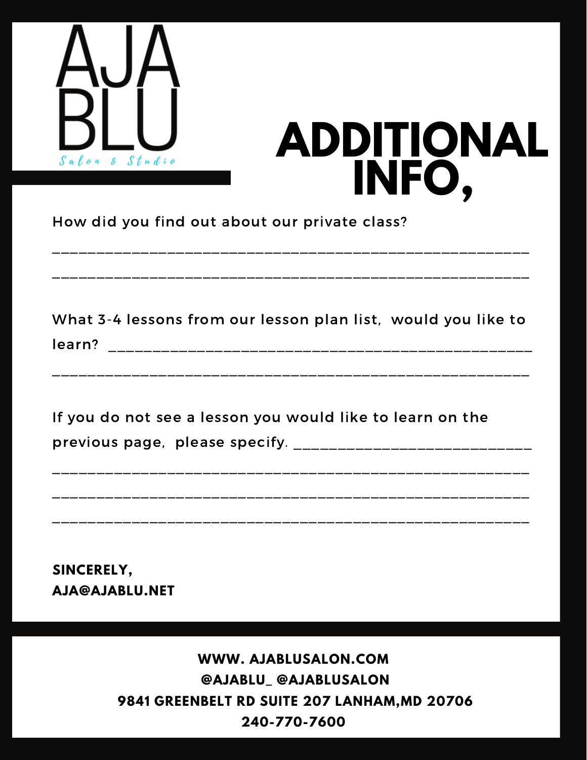AJA BLU

*Salon & Studio*

# ADDITIONAL INFO,

How did you find out about our private class?

_______________________________________________________

_______________________________________________________

What 3-4 lessons from our lesson plan list, would you like to learn? ___________________________________________________

_______________________________________________________

If you do not see a lesson you would like to learn on the previous page, please specify. ____________________________

_______________________________________________________

_______________________________________________________

_______________________________________________________

**SINCERELY,**
**AJA@AJABLU.NET**

**WWW. AJABLUSALON.COM**
**@AJABLU_ @AJABLUSALON**
**9841 GREENBELT RD SUITE 207 LANHAM,MD 20706**
**240-770-7600**